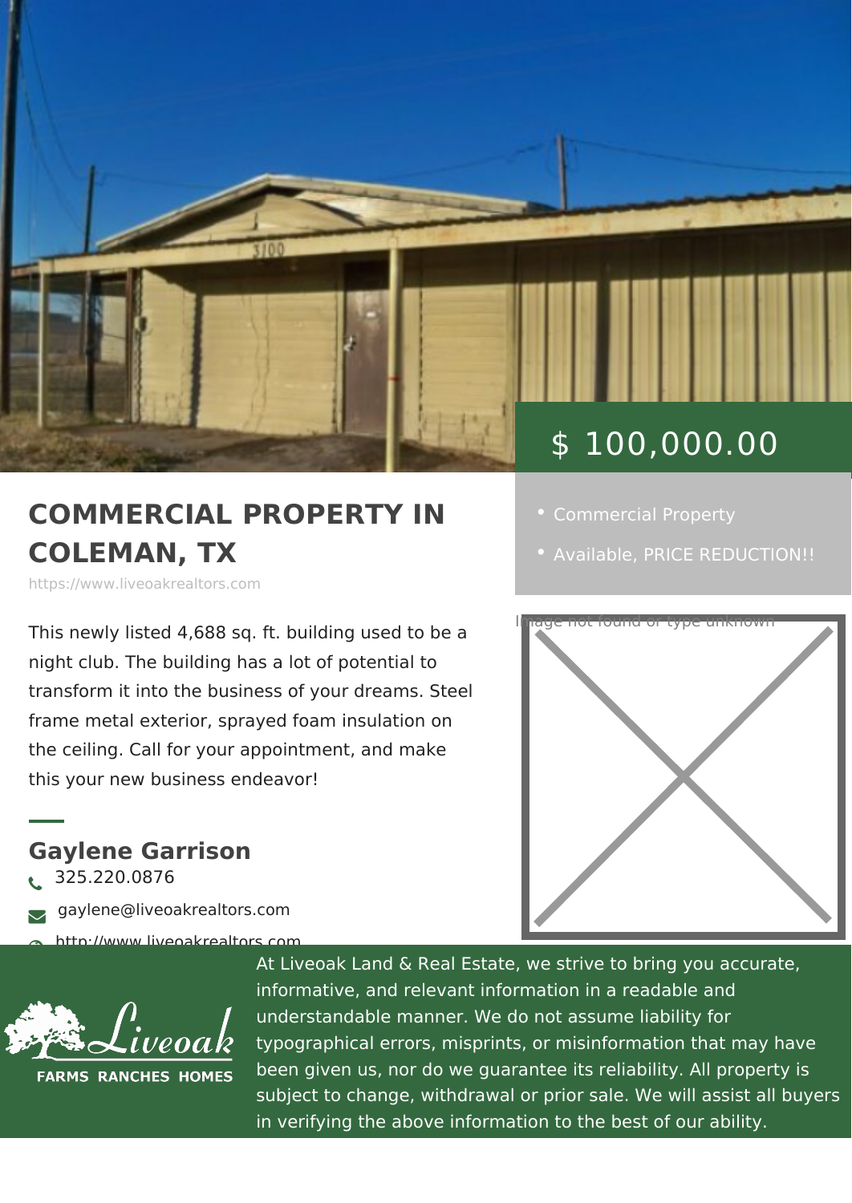$ 100,000.00

- Commercial Property
- Available, PRICE REDUCTION!!

# COMMERCIAL PROPERTY IN COLEMAN, TX

https://www.liveoakrealtors.com

This newly listed 4,688 sq. ft. building used to be a night club. The building has a lot of potential to transform it into the business of your dreams. Steel frame metal exterior, sprayed foam insulation on the ceiling. Call for your appointment, and make this your new business endeavor!

Image not found or type unknown

## Gaylene Garrison

325.220.0876

gaylene@liveoakrealtors.com

http://www.liveoakrealtors.com

Liveoak FARMS RANCHES HOMES

At Liveoak Land & Real Estate, we strive to bring you accurate, informative, and relevant information in a readable and understandable manner. We do not assume liability for typographical errors, misprints, or misinformation that may have been given us, nor do we guarantee its reliability. All property is subject to change, withdrawal or prior sale. We will assist all buyers in verifying the above information to the best of our ability.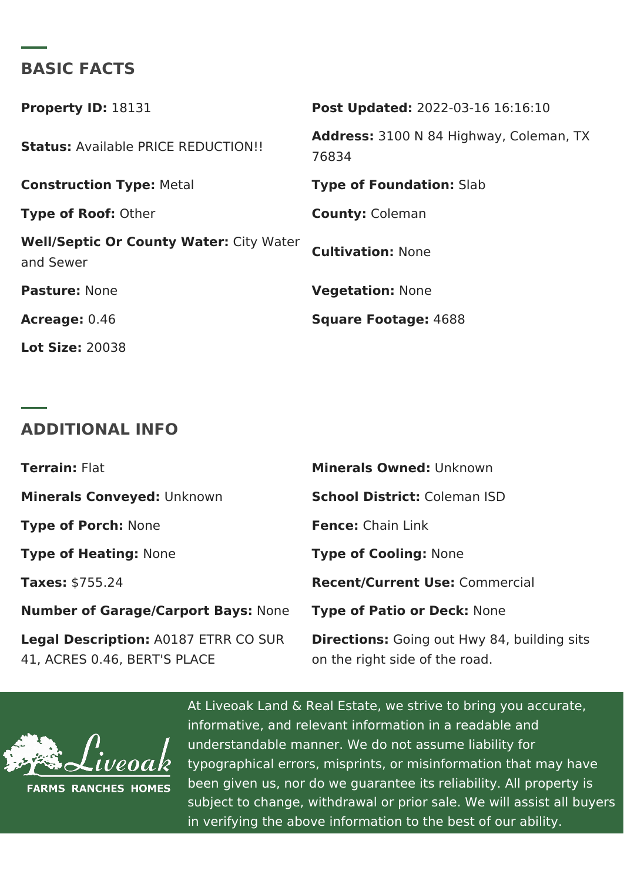## BASIC FACTS

**Property ID:** 18131

**Post Updated:** 2022-03-16 16:16:10

**Status:** Available PRICE REDUCTION!!

**Address:** 3100 N 84 Highway, Coleman, TX 76834

**Construction Type:** Metal

**Type of Foundation:** Slab

**Type of Roof:** Other

**County:** Coleman

**Well/Septic Or County Water:** City Water and Sewer

**Cultivation:** None

**Pasture:** None

**Vegetation:** None

**Acreage:** 0.46

**Square Footage:** 4688

**Lot Size:** 20038

## ADDITIONAL INFO

**Terrain:** Flat

**Minerals Owned:** Unknown

**Minerals Conveyed:** Unknown

**School District:** Coleman ISD

**Type of Porch:** None

**Fence:** Chain Link

**Type of Heating:** None

**Type of Cooling:** None

**Taxes:** $755.24

**Recent/Current Use:** Commercial

**Number of Garage/Carport Bays:** None

**Type of Patio or Deck:** None

**Legal Description:** A0187 ETRR CO SUR 41, ACRES 0.46, BERT'S PLACE

**Directions:** Going out Hwy 84, building sits on the right side of the road.

Liveoak FARMS RANCHES HOMES

At Liveoak Land & Real Estate, we strive to bring you accurate, informative, and relevant information in a readable and understandable manner. We do not assume liability for typographical errors, misprints, or misinformation that may have been given us, nor do we guarantee its reliability. All property is subject to change, withdrawal or prior sale. We will assist all buyers in verifying the above information to the best of our ability.